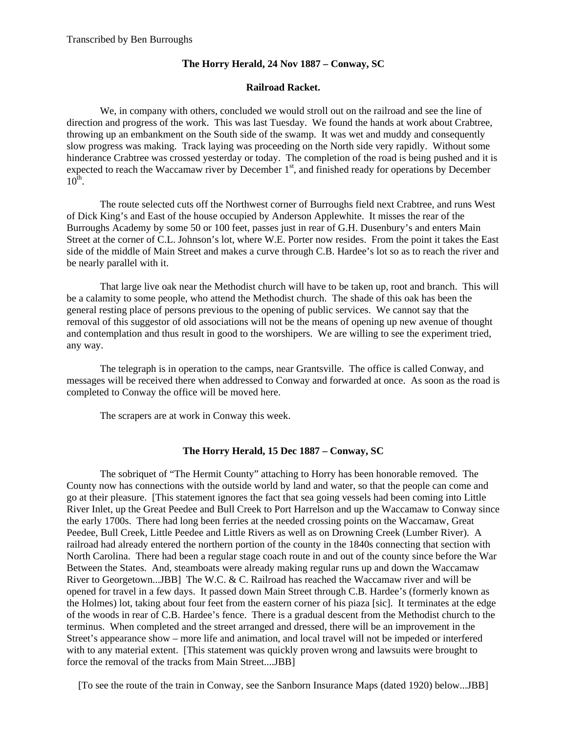Transcribed by Ben Burroughs

## The Horry Herald, 24 Nov 1887 – Conway, SC

### Railroad Racket.

We, in company with others, concluded we would stroll out on the railroad and see the line of direction and progress of the work. This was last Tuesday. We found the hands at work about Crabtree, throwing up an embankment on the South side of the swamp. It was wet and muddy and consequently slow progress was making. Track laying was proceeding on the North side very rapidly. Without some hinderance Crabtree was crossed yesterday or today. The completion of the road is being pushed and it is expected to reach the Waccamaw river by December 1st, and finished ready for operations by December 10th.

The route selected cuts off the Northwest corner of Burroughs field next Crabtree, and runs West of Dick King's and East of the house occupied by Anderson Applewhite. It misses the rear of the Burroughs Academy by some 50 or 100 feet, passes just in rear of G.H. Dusenbury's and enters Main Street at the corner of C.L. Johnson's lot, where W.E. Porter now resides. From the point it takes the East side of the middle of Main Street and makes a curve through C.B. Hardee's lot so as to reach the river and be nearly parallel with it.

That large live oak near the Methodist church will have to be taken up, root and branch. This will be a calamity to some people, who attend the Methodist church. The shade of this oak has been the general resting place of persons previous to the opening of public services. We cannot say that the removal of this suggestor of old associations will not be the means of opening up new avenue of thought and contemplation and thus result in good to the worshipers. We are willing to see the experiment tried, any way.

The telegraph is in operation to the camps, near Grantsville. The office is called Conway, and messages will be received there when addressed to Conway and forwarded at once. As soon as the road is completed to Conway the office will be moved here.

The scrapers are at work in Conway this week.

## The Horry Herald, 15 Dec 1887 – Conway, SC

The sobriquet of "The Hermit County" attaching to Horry has been honorable removed. The County now has connections with the outside world by land and water, so that the people can come and go at their pleasure. [This statement ignores the fact that sea going vessels had been coming into Little River Inlet, up the Great Peedee and Bull Creek to Port Harrelson and up the Waccamaw to Conway since the early 1700s. There had long been ferries at the needed crossing points on the Waccamaw, Great Peedee, Bull Creek, Little Peedee and Little Rivers as well as on Drowning Creek (Lumber River). A railroad had already entered the northern portion of the county in the 1840s connecting that section with North Carolina. There had been a regular stage coach route in and out of the county since before the War Between the States. And, steamboats were already making regular runs up and down the Waccamaw River to Georgetown...JBB] The W.C. & C. Railroad has reached the Waccamaw river and will be opened for travel in a few days. It passed down Main Street through C.B. Hardee's (formerly known as the Holmes) lot, taking about four feet from the eastern corner of his piaza [sic]. It terminates at the edge of the woods in rear of C.B. Hardee's fence. There is a gradual descent from the Methodist church to the terminus. When completed and the street arranged and dressed, there will be an improvement in the Street's appearance show – more life and animation, and local travel will not be impeded or interfered with to any material extent. [This statement was quickly proven wrong and lawsuits were brought to force the removal of the tracks from Main Street....JBB]

[To see the route of the train in Conway, see the Sanborn Insurance Maps (dated 1920) below...JBB]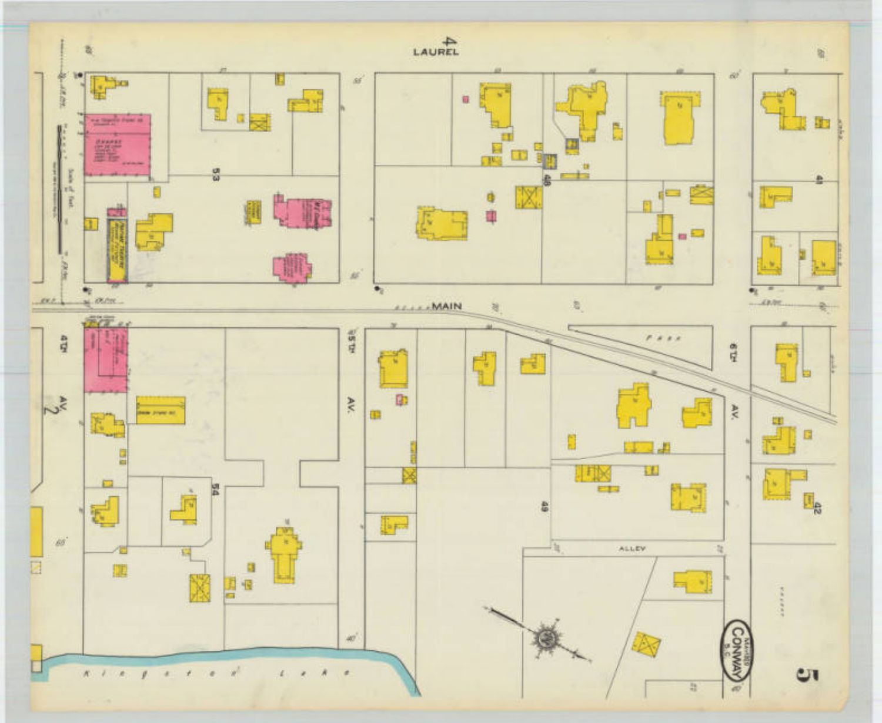4

LAUREL

53

48

41

MAIN

PARK

4TH AV.

5TH AV.

6TH AV.

2

54

49

42

ALLEY

Kingston Lake

CONWAY S.C. MAY 1920

5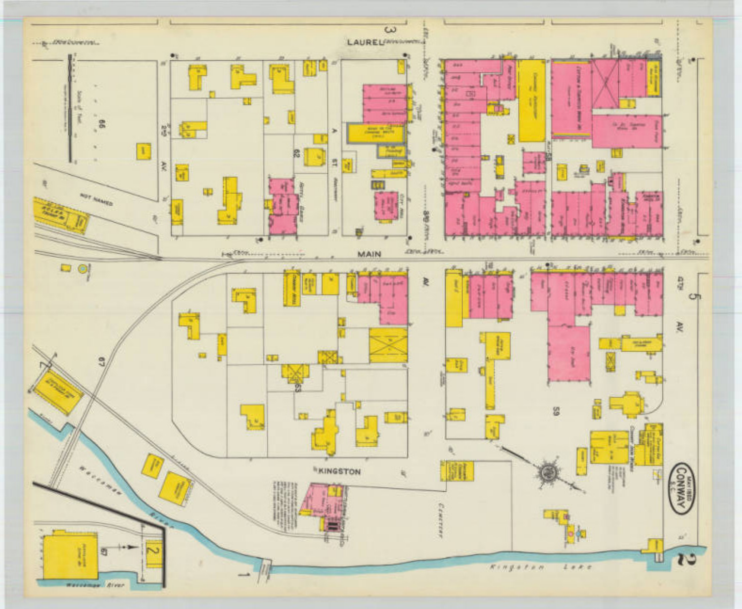LAUREL

MAIN

KINGSTON

2ND AV.

A ST.

AV.

4TH AV.

NOT NAMED

Waccamaw River

Kingston Lake

Cemetery

Scale of Feet.

66

67

62

63

58

59

3

5

2

1

CONWAY S.C.

MAY 1920